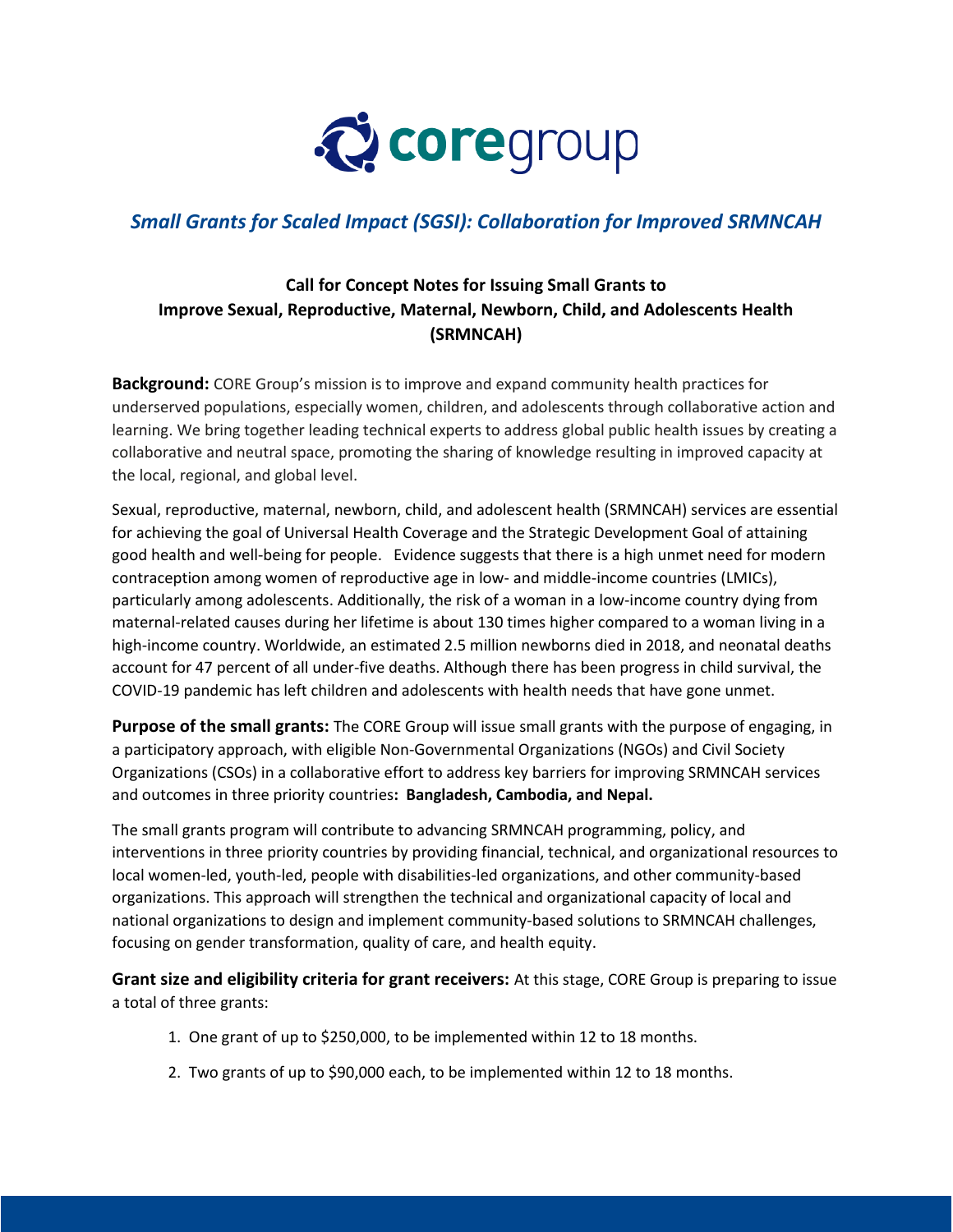# coregroup

## *Small Grants for Scaled Impact (SGSI): Collaboration for Improved SRMNCAH*

### Call for Concept Notes for Issuing Small Grants to Improve Sexual, Reproductive, Maternal, Newborn, Child, and Adolescents Health (SRMNCAH)

**Background:** CORE Group's mission is to improve and expand community health practices for underserved populations, especially women, children, and adolescents through collaborative action and learning. We bring together leading technical experts to address global public health issues by creating a collaborative and neutral space, promoting the sharing of knowledge resulting in improved capacity at the local, regional, and global level.

Sexual, reproductive, maternal, newborn, child, and adolescent health (SRMNCAH) services are essential for achieving the goal of Universal Health Coverage and the Strategic Development Goal of attaining good health and well-being for people. Evidence suggests that there is a high unmet need for modern contraception among women of reproductive age in low- and middle-income countries (LMICs), particularly among adolescents. Additionally, the risk of a woman in a low-income country dying from maternal-related causes during her lifetime is about 130 times higher compared to a woman living in a high-income country. Worldwide, an estimated 2.5 million newborns died in 2018, and neonatal deaths account for 47 percent of all under-five deaths. Although there has been progress in child survival, the COVID-19 pandemic has left children and adolescents with health needs that have gone unmet.

**Purpose of the small grants:** The CORE Group will issue small grants with the purpose of engaging, in a participatory approach, with eligible Non-Governmental Organizations (NGOs) and Civil Society Organizations (CSOs) in a collaborative effort to address key barriers for improving SRMNCAH services and outcomes in three priority countries**: Bangladesh, Cambodia, and Nepal.**

The small grants program will contribute to advancing SRMNCAH programming, policy, and interventions in three priority countries by providing financial, technical, and organizational resources to local women-led, youth-led, people with disabilities-led organizations, and other community-based organizations. This approach will strengthen the technical and organizational capacity of local and national organizations to design and implement community-based solutions to SRMNCAH challenges, focusing on gender transformation, quality of care, and health equity.

**Grant size and eligibility criteria for grant receivers:** At this stage, CORE Group is preparing to issue a total of three grants:

1. One grant of up to $250,000, to be implemented within 12 to 18 months.
2. Two grants of up to $90,000 each, to be implemented within 12 to 18 months.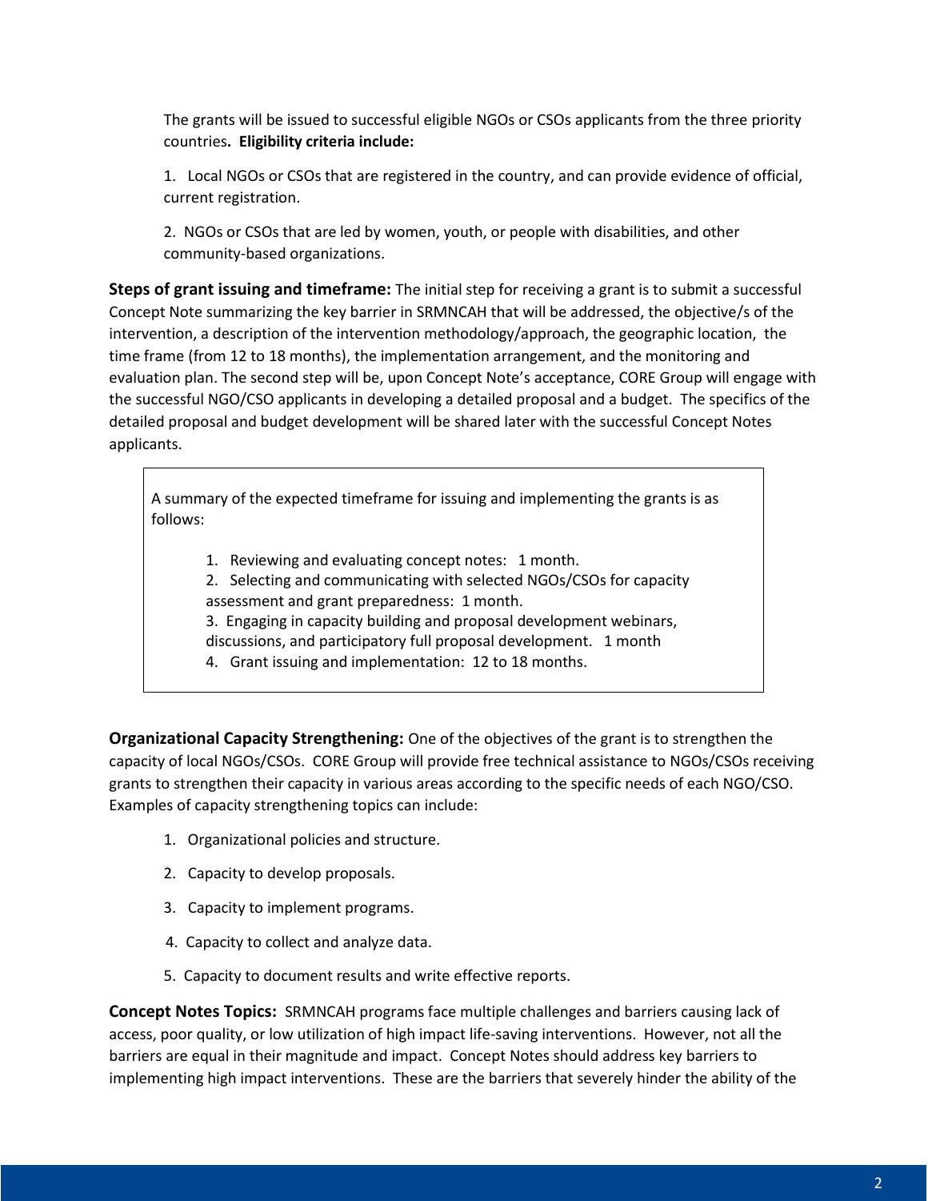The grants will be issued to successful eligible NGOs or CSOs applicants from the three priority countries**. Eligibility criteria include:**

1. Local NGOs or CSOs that are registered in the country, and can provide evidence of official, current registration.

2. NGOs or CSOs that are led by women, youth, or people with disabilities, and other community-based organizations.

**Steps of grant issuing and timeframe:** The initial step for receiving a grant is to submit a successful Concept Note summarizing the key barrier in SRMNCAH that will be addressed, the objective/s of the intervention, a description of the intervention methodology/approach, the geographic location, the time frame (from 12 to 18 months), the implementation arrangement, and the monitoring and evaluation plan. The second step will be, upon Concept Note's acceptance, CORE Group will engage with the successful NGO/CSO applicants in developing a detailed proposal and a budget. The specifics of the detailed proposal and budget development will be shared later with the successful Concept Notes applicants.

A summary of the expected timeframe for issuing and implementing the grants is as follows:

1. Reviewing and evaluating concept notes: 1 month.
2. Selecting and communicating with selected NGOs/CSOs for capacity assessment and grant preparedness: 1 month.
3. Engaging in capacity building and proposal development webinars, discussions, and participatory full proposal development. 1 month
4. Grant issuing and implementation: 12 to 18 months.

**Organizational Capacity Strengthening:** One of the objectives of the grant is to strengthen the capacity of local NGOs/CSOs. CORE Group will provide free technical assistance to NGOs/CSOs receiving grants to strengthen their capacity in various areas according to the specific needs of each NGO/CSO. Examples of capacity strengthening topics can include:

1. Organizational policies and structure.
2. Capacity to develop proposals.
3. Capacity to implement programs.
4. Capacity to collect and analyze data.
5. Capacity to document results and write effective reports.

**Concept Notes Topics:** SRMNCAH programs face multiple challenges and barriers causing lack of access, poor quality, or low utilization of high impact life-saving interventions. However, not all the barriers are equal in their magnitude and impact. Concept Notes should address key barriers to implementing high impact interventions. These are the barriers that severely hinder the ability of the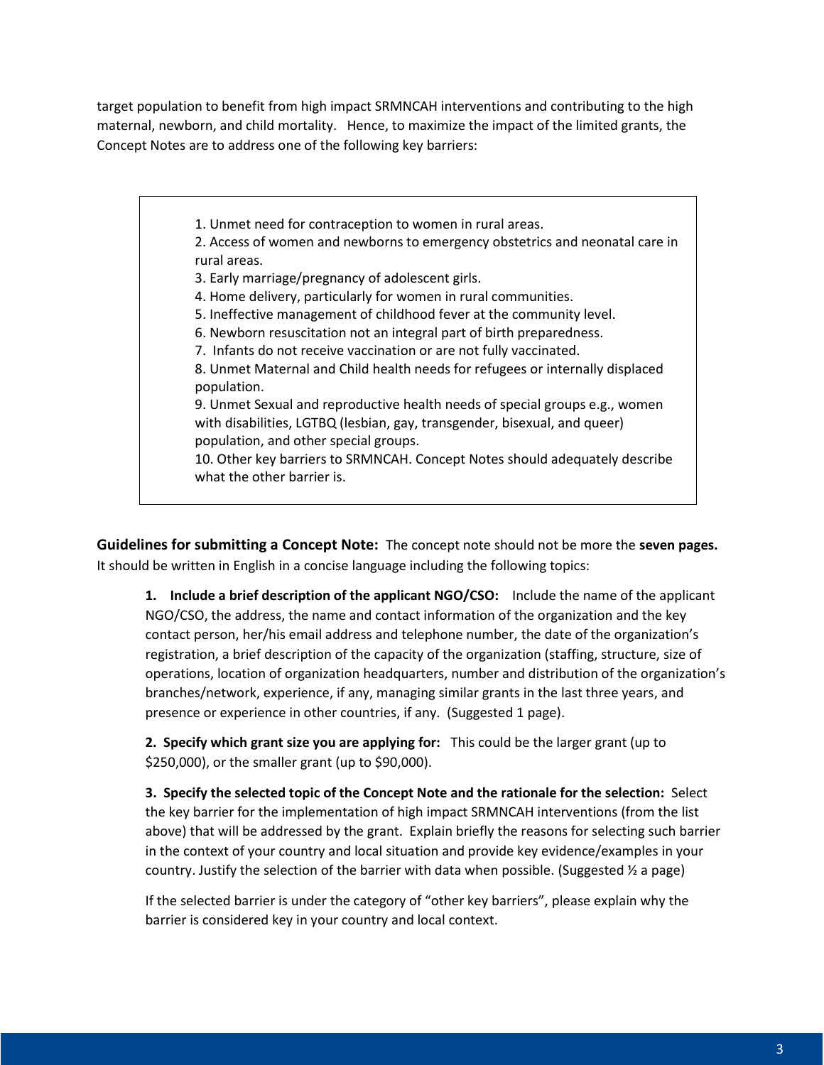target population to benefit from high impact SRMNCAH interventions and contributing to the high maternal, newborn, and child mortality. Hence, to maximize the impact of the limited grants, the Concept Notes are to address one of the following key barriers:

> 1. Unmet need for contraception to women in rural areas.
> 2. Access of women and newborns to emergency obstetrics and neonatal care in rural areas.
> 3. Early marriage/pregnancy of adolescent girls.
> 4. Home delivery, particularly for women in rural communities.
> 5. Ineffective management of childhood fever at the community level.
> 6. Newborn resuscitation not an integral part of birth preparedness.
> 7. Infants do not receive vaccination or are not fully vaccinated.
> 8. Unmet Maternal and Child health needs for refugees or internally displaced population.
> 9. Unmet Sexual and reproductive health needs of special groups e.g., women with disabilities, LGTBQ (lesbian, gay, transgender, bisexual, and queer) population, and other special groups.
> 10. Other key barriers to SRMNCAH. Concept Notes should adequately describe what the other barrier is.

**Guidelines for submitting a Concept Note:** The concept note should not be more the **seven pages.** It should be written in English in a concise language including the following topics:

**1. Include a brief description of the applicant NGO/CSO:** Include the name of the applicant NGO/CSO, the address, the name and contact information of the organization and the key contact person, her/his email address and telephone number, the date of the organization's registration, a brief description of the capacity of the organization (staffing, structure, size of operations, location of organization headquarters, number and distribution of the organization's branches/network, experience, if any, managing similar grants in the last three years, and presence or experience in other countries, if any. (Suggested 1 page).

**2. Specify which grant size you are applying for:** This could be the larger grant (up to \$250,000), or the smaller grant (up to \$90,000).

**3. Specify the selected topic of the Concept Note and the rationale for the selection:** Select the key barrier for the implementation of high impact SRMNCAH interventions (from the list above) that will be addressed by the grant. Explain briefly the reasons for selecting such barrier in the context of your country and local situation and provide key evidence/examples in your country. Justify the selection of the barrier with data when possible. (Suggested ½ a page)

If the selected barrier is under the category of "other key barriers", please explain why the barrier is considered key in your country and local context.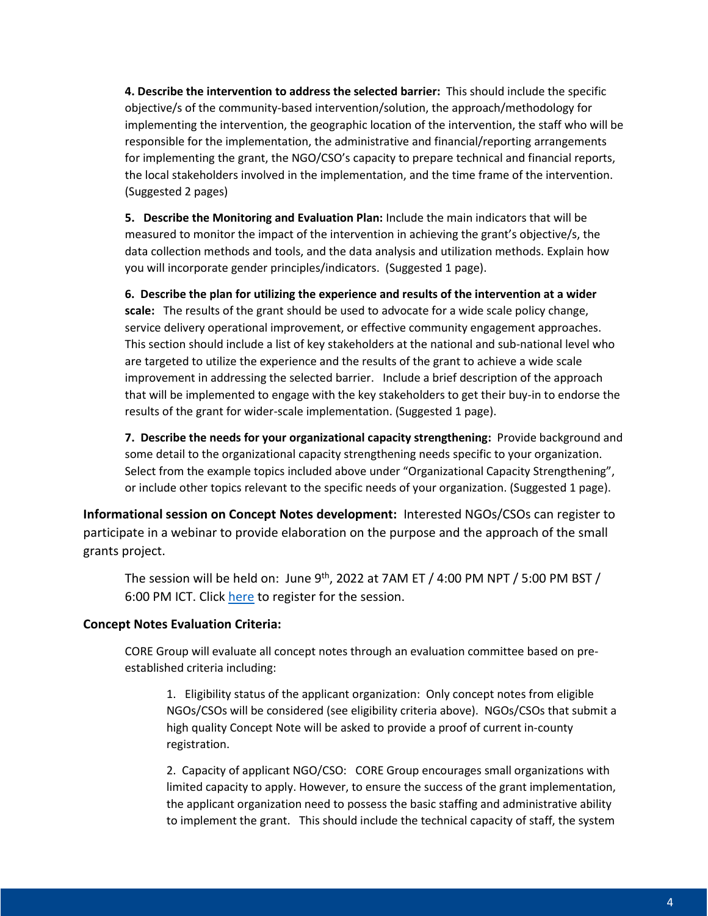**4. Describe the intervention to address the selected barrier:** This should include the specific objective/s of the community-based intervention/solution, the approach/methodology for implementing the intervention, the geographic location of the intervention, the staff who will be responsible for the implementation, the administrative and financial/reporting arrangements for implementing the grant, the NGO/CSO's capacity to prepare technical and financial reports, the local stakeholders involved in the implementation, and the time frame of the intervention. (Suggested 2 pages)

**5. Describe the Monitoring and Evaluation Plan:** Include the main indicators that will be measured to monitor the impact of the intervention in achieving the grant's objective/s, the data collection methods and tools, and the data analysis and utilization methods. Explain how you will incorporate gender principles/indicators. (Suggested 1 page).

**6. Describe the plan for utilizing the experience and results of the intervention at a wider scale:** The results of the grant should be used to advocate for a wide scale policy change, service delivery operational improvement, or effective community engagement approaches. This section should include a list of key stakeholders at the national and sub-national level who are targeted to utilize the experience and the results of the grant to achieve a wide scale improvement in addressing the selected barrier. Include a brief description of the approach that will be implemented to engage with the key stakeholders to get their buy-in to endorse the results of the grant for wider-scale implementation. (Suggested 1 page).

**7. Describe the needs for your organizational capacity strengthening:** Provide background and some detail to the organizational capacity strengthening needs specific to your organization. Select from the example topics included above under "Organizational Capacity Strengthening", or include other topics relevant to the specific needs of your organization. (Suggested 1 page).

**Informational session on Concept Notes development:** Interested NGOs/CSOs can register to participate in a webinar to provide elaboration on the purpose and the approach of the small grants project.

The session will be held on: June 9th, 2022 at 7AM ET / 4:00 PM NPT / 5:00 PM BST / 6:00 PM ICT. Click [here]() to register for the session.

**Concept Notes Evaluation Criteria:**

CORE Group will evaluate all concept notes through an evaluation committee based on pre-established criteria including:

1. Eligibility status of the applicant organization: Only concept notes from eligible NGOs/CSOs will be considered (see eligibility criteria above). NGOs/CSOs that submit a high quality Concept Note will be asked to provide a proof of current in-county registration.

2. Capacity of applicant NGO/CSO: CORE Group encourages small organizations with limited capacity to apply. However, to ensure the success of the grant implementation, the applicant organization need to possess the basic staffing and administrative ability to implement the grant. This should include the technical capacity of staff, the system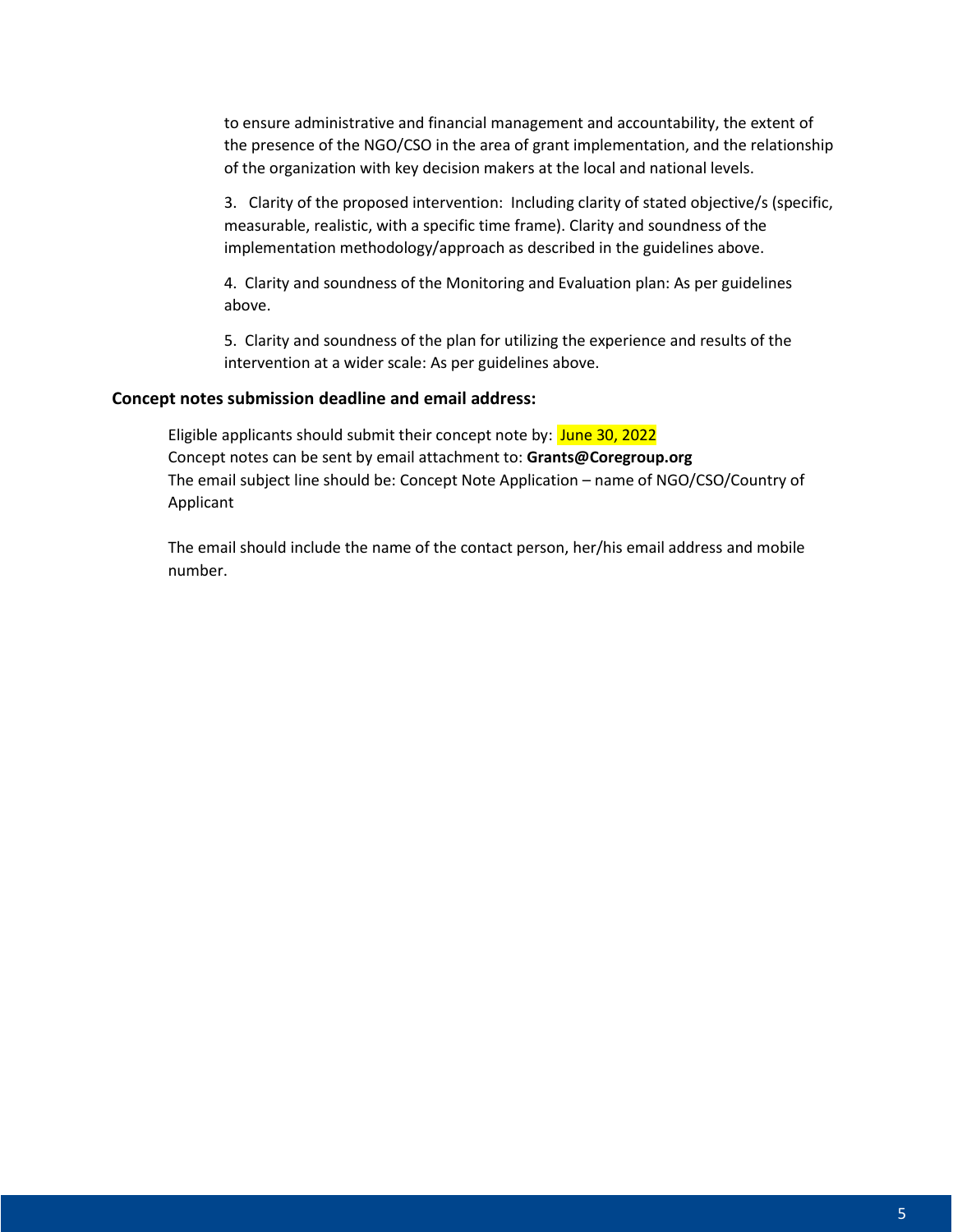to ensure administrative and financial management and accountability, the extent of the presence of the NGO/CSO in the area of grant implementation, and the relationship of the organization with key decision makers at the local and national levels.

3. Clarity of the proposed intervention: Including clarity of stated objective/s (specific, measurable, realistic, with a specific time frame). Clarity and soundness of the implementation methodology/approach as described in the guidelines above.

4. Clarity and soundness of the Monitoring and Evaluation plan: As per guidelines above.

5. Clarity and soundness of the plan for utilizing the experience and results of the intervention at a wider scale: As per guidelines above.

**Concept notes submission deadline and email address:**

Eligible applicants should submit their concept note by: June 30, 2022
Concept notes can be sent by email attachment to: **Grants@Coregroup.org**
The email subject line should be: Concept Note Application – name of NGO/CSO/Country of Applicant

The email should include the name of the contact person, her/his email address and mobile number.